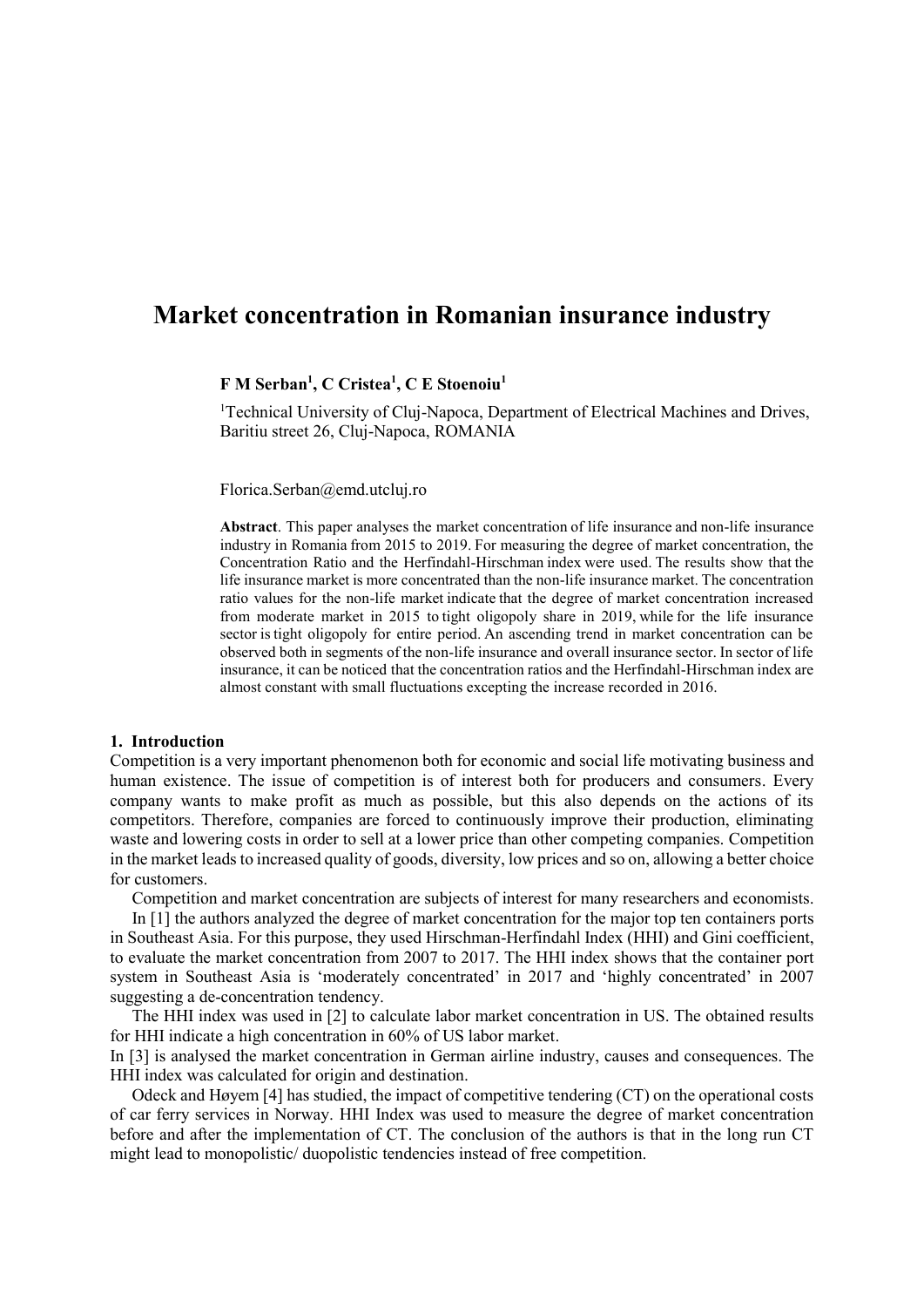# Market concentration in Romanian insurance industry

**F M Serban[1], C Cristea[1], C E Stoenoiu[1]**

[1]Technical University of Cluj-Napoca, Department of Electrical Machines and Drives, Baritiu street 26, Cluj-Napoca, ROMANIA

Florica.Serban@emd.utcluj.ro

**Abstract**. This paper analyses the market concentration of life insurance and non-life insurance industry in Romania from 2015 to 2019. For measuring the degree of market concentration, the Concentration Ratio and the Herfindahl-Hirschman index were used. The results show that the life insurance market is more concentrated than the non-life insurance market. The concentration ratio values for the non-life market indicate that the degree of market concentration increased from moderate market in 2015 to tight oligopoly share in 2019, while for the life insurance sector is tight oligopoly for entire period. An ascending trend in market concentration can be observed both in segments of the non-life insurance and overall insurance sector. In sector of life insurance, it can be noticed that the concentration ratios and the Herfindahl-Hirschman index are almost constant with small fluctuations excepting the increase recorded in 2016.

## 1. Introduction

Competition is a very important phenomenon both for economic and social life motivating business and human existence. The issue of competition is of interest both for producers and consumers. Every company wants to make profit as much as possible, but this also depends on the actions of its competitors. Therefore, companies are forced to continuously improve their production, eliminating waste and lowering costs in order to sell at a lower price than other competing companies. Competition in the market leads to increased quality of goods, diversity, low prices and so on, allowing a better choice for customers.

Competition and market concentration are subjects of interest for many researchers and economists.

In [1] the authors analyzed the degree of market concentration for the major top ten containers ports in Southeast Asia. For this purpose, they used Hirschman-Herfindahl Index (HHI) and Gini coefficient, to evaluate the market concentration from 2007 to 2017. The HHI index shows that the container port system in Southeast Asia is 'moderately concentrated' in 2017 and 'highly concentrated' in 2007 suggesting a de-concentration tendency.

The HHI index was used in [2] to calculate labor market concentration in US. The obtained results for HHI indicate a high concentration in 60% of US labor market.

In [3] is analysed the market concentration in German airline industry, causes and consequences. The HHI index was calculated for origin and destination.

Odeck and Høyem [4] has studied, the impact of competitive tendering (CT) on the operational costs of car ferry services in Norway. HHI Index was used to measure the degree of market concentration before and after the implementation of CT. The conclusion of the authors is that in the long run CT might lead to monopolistic/ duopolistic tendencies instead of free competition.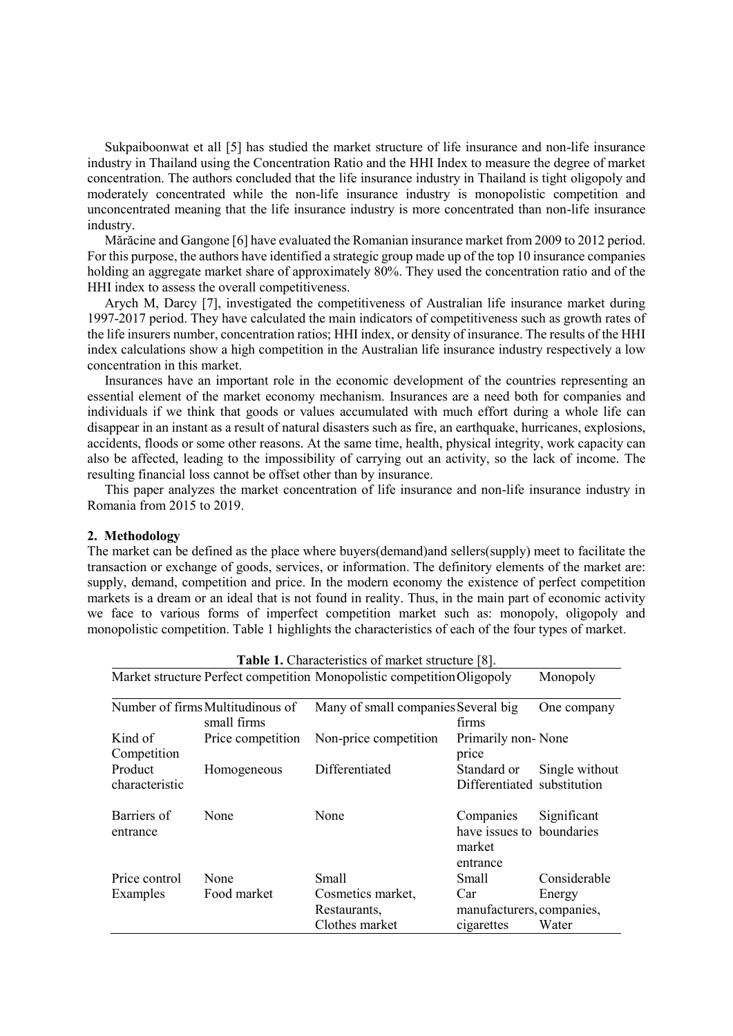Sukpaiboonwat et all [5] has studied the market structure of life insurance and non-life insurance industry in Thailand using the Concentration Ratio and the HHI Index to measure the degree of market concentration. The authors concluded that the life insurance industry in Thailand is tight oligopoly and moderately concentrated while the non-life insurance industry is monopolistic competition and unconcentrated meaning that the life insurance industry is more concentrated than non-life insurance industry.

Mărăcine and Gangone [6] have evaluated the Romanian insurance market from 2009 to 2012 period. For this purpose, the authors have identified a strategic group made up of the top 10 insurance companies holding an aggregate market share of approximately 80%. They used the concentration ratio and of the HHI index to assess the overall competitiveness.

Arych M, Darcy [7], investigated the competitiveness of Australian life insurance market during 1997-2017 period. They have calculated the main indicators of competitiveness such as growth rates of the life insurers number, concentration ratios; HHI index, or density of insurance. The results of the HHI index calculations show a high competition in the Australian life insurance industry respectively a low concentration in this market.

Insurances have an important role in the economic development of the countries representing an essential element of the market economy mechanism. Insurances are a need both for companies and individuals if we think that goods or values accumulated with much effort during a whole life can disappear in an instant as a result of natural disasters such as fire, an earthquake, hurricanes, explosions, accidents, floods or some other reasons. At the same time, health, physical integrity, work capacity can also be affected, leading to the impossibility of carrying out an activity, so the lack of income. The resulting financial loss cannot be offset other than by insurance.

This paper analyzes the market concentration of life insurance and non-life insurance industry in Romania from 2015 to 2019.

## 2. Methodology

The market can be defined as the place where buyers(demand)and sellers(supply) meet to facilitate the transaction or exchange of goods, services, or information. The definitory elements of the market are: supply, demand, competition and price. In the modern economy the existence of perfect competition markets is a dream or an ideal that is not found in reality. Thus, in the main part of economic activity we face to various forms of imperfect competition market such as: monopoly, oligopoly and monopolistic competition. Table 1 highlights the characteristics of each of the four types of market.

**Table 1.** Characteristics of market structure [8].

| Market structure | Perfect competition | Monopolistic competition | Oligopoly | Monopoly |
|---|---|---|---|---|
| Number of firms | Multitudinous of small firms | Many of small companies | Several big firms | One company |
| Kind of Competition | Price competition | Non-price competition | Primarily non-price | None |
| Product characteristic | Homogeneous | Differentiated | Standard or Differentiated | Single without substitution |
| Barriers of entrance | None | None | Companies have issues to market entrance | Significant boundaries |
| Price control | None | Small | Small | Considerable |
| Examples | Food market | Cosmetics market, Restaurants, Clothes market | Car manufacturers, cigarettes | Energy companies, Water |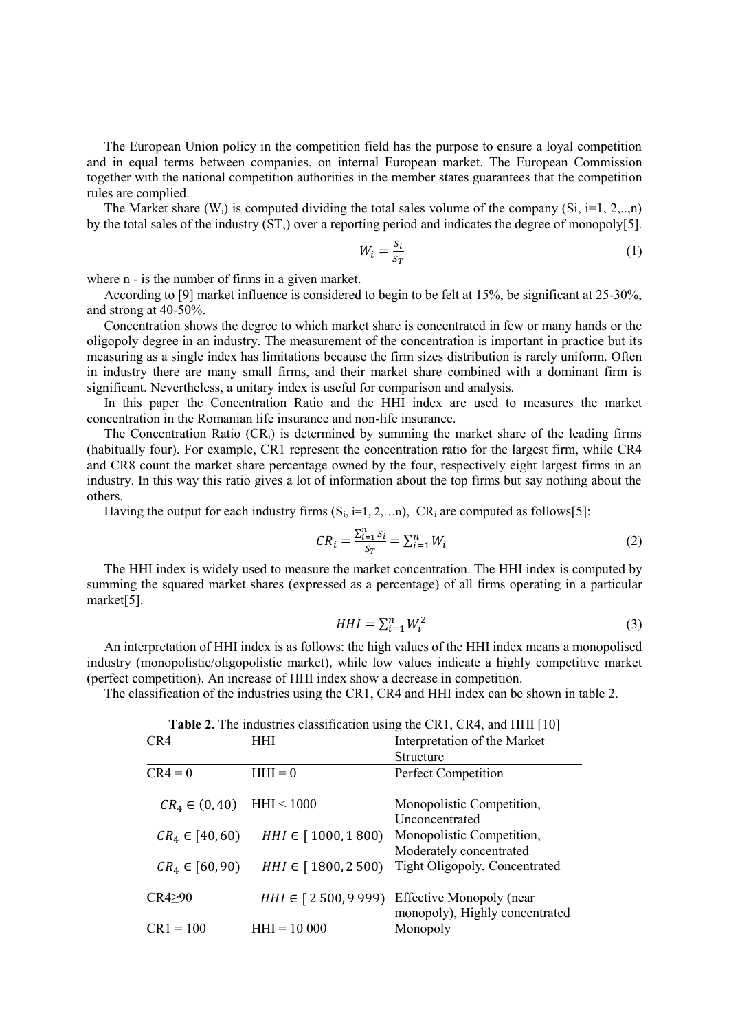The European Union policy in the competition field has the purpose to ensure a loyal competition and in equal terms between companies, on internal European market. The European Commission together with the national competition authorities in the member states guarantees that the competition rules are complied.

The Market share ($W_i$) is computed dividing the total sales volume of the company ($S_i$, i=1, 2,..,n) by the total sales of the industry ($S_T$,) over a reporting period and indicates the degree of monopoly[5].

$$W_i = \frac{S_i}{S_T} \tag{1}$$

where n - is the number of firms in a given market.

According to [9] market influence is considered to begin to be felt at 15%, be significant at 25-30%, and strong at 40-50%.

Concentration shows the degree to which market share is concentrated in few or many hands or the oligopoly degree in an industry. The measurement of the concentration is important in practice but its measuring as a single index has limitations because the firm sizes distribution is rarely uniform. Often in industry there are many small firms, and their market share combined with a dominant firm is significant. Nevertheless, a unitary index is useful for comparison and analysis.

In this paper the Concentration Ratio and the HHI index are used to measures the market concentration in the Romanian life insurance and non-life insurance.

The Concentration Ratio ($CR_i$) is determined by summing the market share of the leading firms (habitually four). For example, CR1 represent the concentration ratio for the largest firm, while CR4 and CR8 count the market share percentage owned by the four, respectively eight largest firms in an industry. In this way this ratio gives a lot of information about the top firms but say nothing about the others.

Having the output for each industry firms ($S_i$, i=1, 2,…n), $CR_i$ are computed as follows[5]:

$$CR_i = \frac{\sum_{i=1}^{n} S_i}{S_T} = \sum_{i=1}^{n} W_i \tag{2}$$

The HHI index is widely used to measure the market concentration. The HHI index is computed by summing the squared market shares (expressed as a percentage) of all firms operating in a particular market[5].

$$HHI = \sum_{i=1}^{n} W_i^2 \tag{3}$$

An interpretation of HHI index is as follows: the high values of the HHI index means a monopolised industry (monopolistic/oligopolistic market), while low values indicate a highly competitive market (perfect competition). An increase of HHI index show a decrease in competition.

The classification of the industries using the CR1, CR4 and HHI index can be shown in table 2.

**Table 2.** The industries classification using the CR1, CR4, and HHI [10]

| CR4 | HHI | Interpretation of the Market Structure |
|---|---|---|
| CR4 = 0 | HHI = 0 | Perfect Competition |
| $CR_4 \in (0, 40)$ | HHI < 1000 | Monopolistic Competition, Unconcentrated |
| $CR_4 \in [40, 60)$ | $HHI \in [\,1000, 1\,800)$ | Monopolistic Competition, Moderately concentrated |
| $CR_4 \in [60, 90)$ | $HHI \in [\,1800, 2\,500)$ | Tight Oligopoly, Concentrated |
| CR4≥90 | $HHI \in [\,2\,500, 9\,999)$ | Effective Monopoly (near monopoly), Highly concentrated |
| CR1 = 100 | HHI = 10 000 | Monopoly |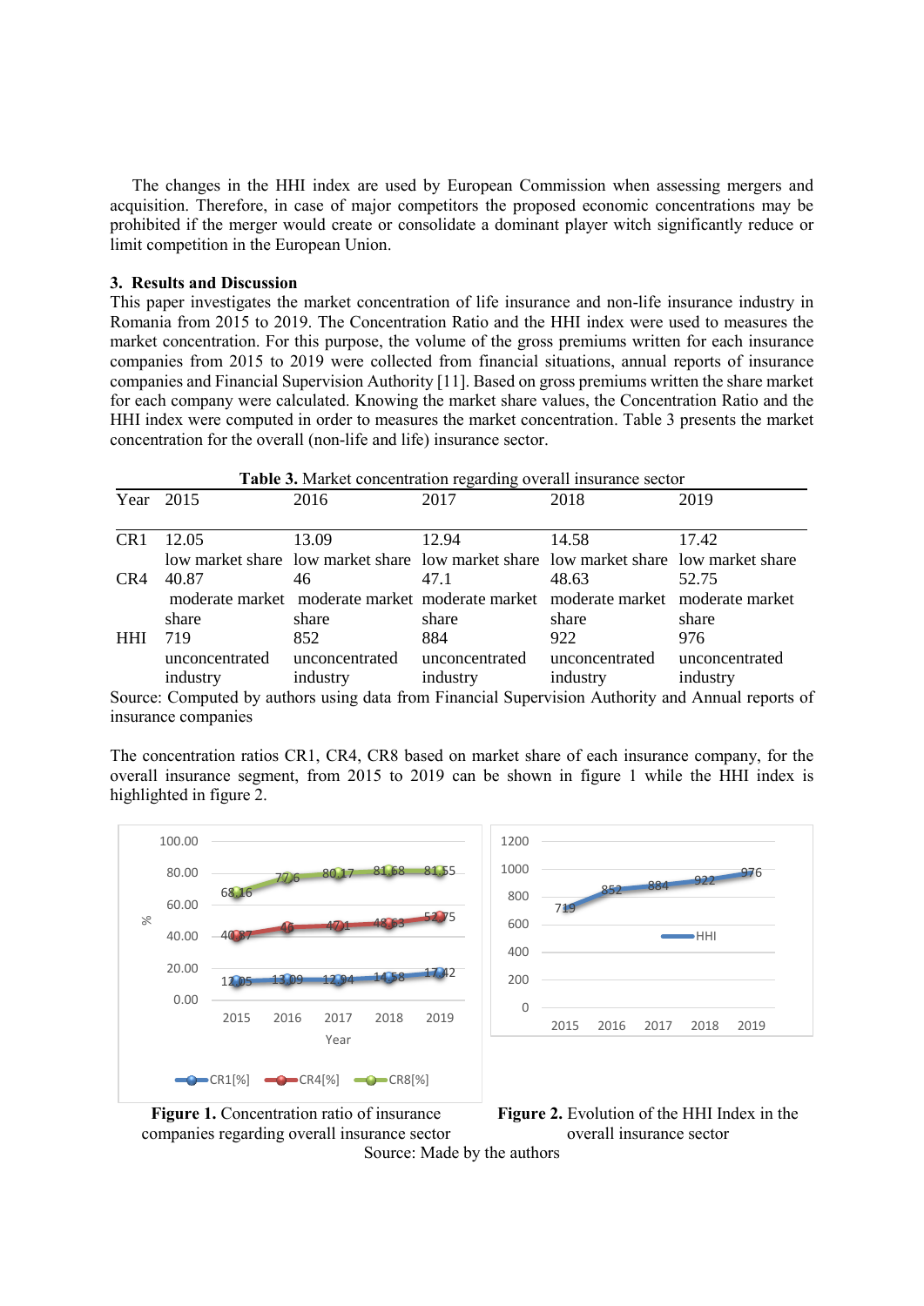The changes in the HHI index are used by European Commission when assessing mergers and acquisition. Therefore, in case of major competitors the proposed economic concentrations may be prohibited if the merger would create or consolidate a dominant player witch significantly reduce or limit competition in the European Union.

### 3. Results and Discussion

This paper investigates the market concentration of life insurance and non-life insurance industry in Romania from 2015 to 2019. The Concentration Ratio and the HHI index were used to measures the market concentration. For this purpose, the volume of the gross premiums written for each insurance companies from 2015 to 2019 were collected from financial situations, annual reports of insurance companies and Financial Supervision Authority [11]. Based on gross premiums written the share market for each company were calculated. Knowing the market share values, the Concentration Ratio and the HHI index were computed in order to measures the market concentration. Table 3 presents the market concentration for the overall (non-life and life) insurance sector.

**Table 3.** Market concentration regarding overall insurance sector

| Year | 2015 | 2016 | 2017 | 2018 | 2019 |
|---|---|---|---|---|---|
| CR1 | 12.05 low market share | 13.09 low market share | 12.94 low market share | 14.58 low market share | 17.42 low market share |
| CR4 | 40.87 moderate market share | 46 moderate market share | 47.1 moderate market share | 48.63 moderate market share | 52.75 moderate market share |
| HHI | 719 unconcentrated industry | 852 unconcentrated industry | 884 unconcentrated industry | 922 unconcentrated industry | 976 unconcentrated industry |

Source: Computed by authors using data from Financial Supervision Authority and Annual reports of insurance companies

The concentration ratios CR1, CR4, CR8 based on market share of each insurance company, for the overall insurance segment, from 2015 to 2019 can be shown in figure 1 while the HHI index is highlighted in figure 2.

**Figure 1.** Concentration ratio of insurance companies regarding overall insurance sector

**Figure 2.** Evolution of the HHI Index in the overall insurance sector

Source: Made by the authors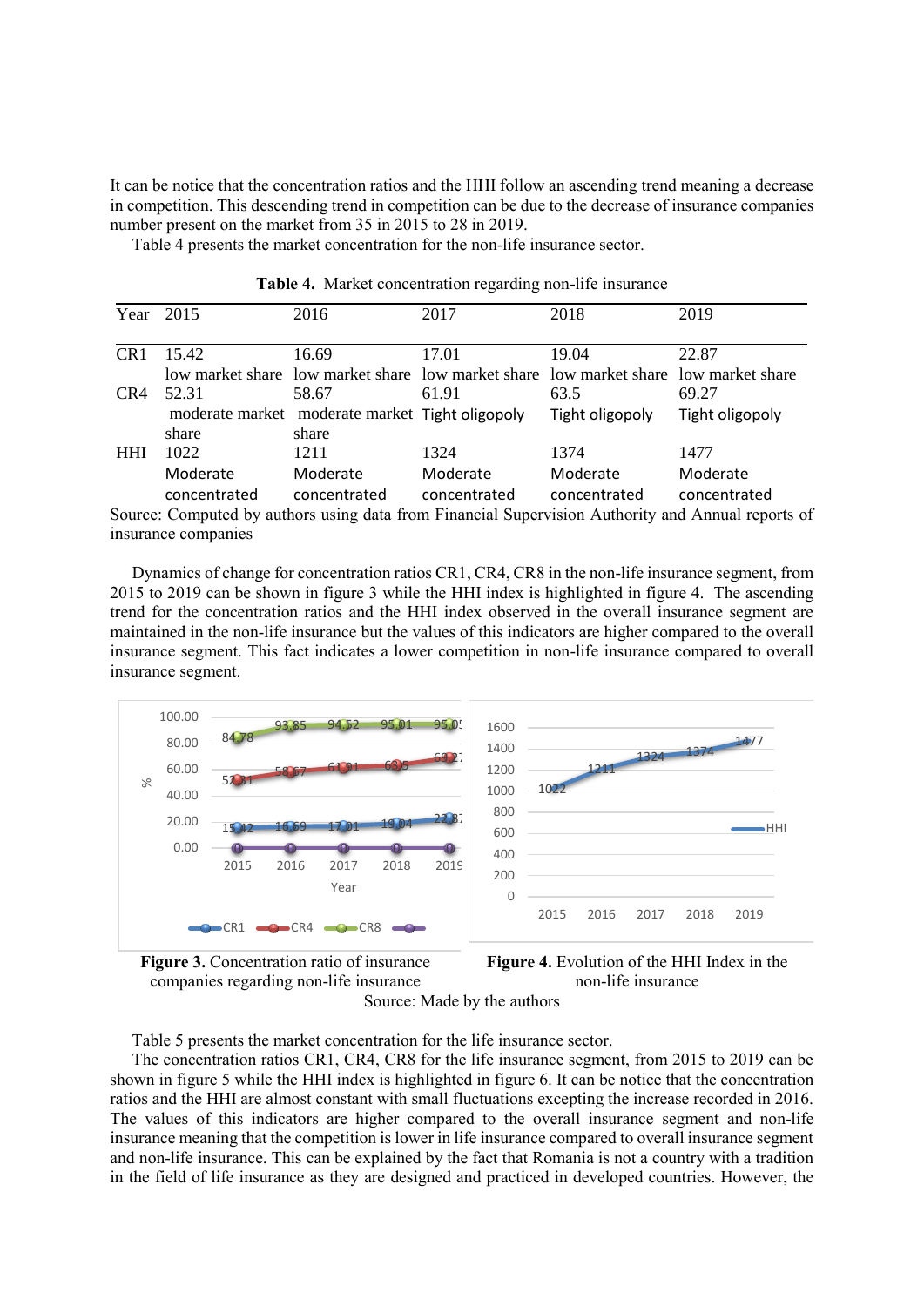It can be notice that the concentration ratios and the HHI follow an ascending trend meaning a decrease in competition. This descending trend in competition can be due to the decrease of insurance companies number present on the market from 35 in 2015 to 28 in 2019.

Table 4 presents the market concentration for the non-life insurance sector.

**Table 4.** Market concentration regarding non-life insurance

| Year | 2015 | 2016 | 2017 | 2018 | 2019 |
|---|---|---|---|---|---|
| CR1 | 15.42 | 16.69 | 17.01 | 19.04 | 22.87 |
| | low market share | low market share | low market share | low market share | low market share |
| CR4 | 52.31 | 58.67 | 61.91 | 63.5 | 69.27 |
| | moderate market share | moderate market share | Tight oligopoly | Tight oligopoly | Tight oligopoly |
| HHI | 1022 | 1211 | 1324 | 1374 | 1477 |
| | Moderate concentrated | Moderate concentrated | Moderate concentrated | Moderate concentrated | Moderate concentrated |

Source: Computed by authors using data from Financial Supervision Authority and Annual reports of insurance companies

Dynamics of change for concentration ratios CR1, CR4, CR8 in the non-life insurance segment, from 2015 to 2019 can be shown in figure 3 while the HHI index is highlighted in figure 4. The ascending trend for the concentration ratios and the HHI index observed in the overall insurance segment are maintained in the non-life insurance but the values of this indicators are higher compared to the overall insurance segment. This fact indicates a lower competition in non-life insurance compared to overall insurance segment.

**Figure 3.** Concentration ratio of insurance companies regarding non-life insurance

**Figure 4.** Evolution of the HHI Index in the non-life insurance

Source: Made by the authors

Table 5 presents the market concentration for the life insurance sector.

The concentration ratios CR1, CR4, CR8 for the life insurance segment, from 2015 to 2019 can be shown in figure 5 while the HHI index is highlighted in figure 6. It can be notice that the concentration ratios and the HHI are almost constant with small fluctuations excepting the increase recorded in 2016. The values of this indicators are higher compared to the overall insurance segment and non-life insurance meaning that the competition is lower in life insurance compared to overall insurance segment and non-life insurance. This can be explained by the fact that Romania is not a country with a tradition in the field of life insurance as they are designed and practiced in developed countries. However, the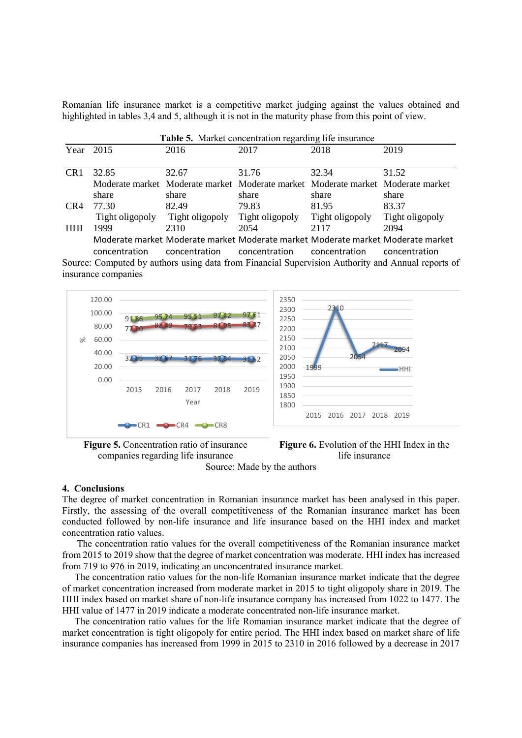Romanian life insurance market is a competitive market judging against the values obtained and highlighted in tables 3,4 and 5, although it is not in the maturity phase from this point of view.

**Table 5.** Market concentration regarding life insurance

| Year | 2015 | 2016 | 2017 | 2018 | 2019 |
|---|---|---|---|---|---|
| CR1 | 32.85 | 32.67 | 31.76 | 32.34 | 31.52 |
| | Moderate market share | Moderate market share | Moderate market share | Moderate market share | Moderate market share |
| CR4 | 77.30 | 82.49 | 79.83 | 81.95 | 83.37 |
| | Tight oligopoly | Tight oligopoly | Tight oligopoly | Tight oligopoly | Tight oligopoly |
| HHI | 1999 | 2310 | 2054 | 2117 | 2094 |
| | Moderate market concentration | Moderate market concentration | Moderate market concentration | Moderate market concentration | Moderate market concentration |

Source: Computed by authors using data from Financial Supervision Authority and Annual reports of insurance companies

**Figure 5.** Concentration ratio of insurance companies regarding life insurance

**Figure 6.** Evolution of the HHI Index in the life insurance

Source: Made by the authors

## 4. Conclusions

The degree of market concentration in Romanian insurance market has been analysed in this paper. Firstly, the assessing of the overall competitiveness of the Romanian insurance market has been conducted followed by non-life insurance and life insurance based on the HHI index and market concentration ratio values.

The concentration ratio values for the overall competitiveness of the Romanian insurance market from 2015 to 2019 show that the degree of market concentration was moderate. HHI index has increased from 719 to 976 in 2019, indicating an unconcentrated insurance market.

The concentration ratio values for the non-life Romanian insurance market indicate that the degree of market concentration increased from moderate market in 2015 to tight oligopoly share in 2019. The HHI index based on market share of non-life insurance company has increased from 1022 to 1477. The HHI value of 1477 in 2019 indicate a moderate concentrated non-life insurance market.

The concentration ratio values for the life Romanian insurance market indicate that the degree of market concentration is tight oligopoly for entire period. The HHI index based on market share of life insurance companies has increased from 1999 in 2015 to 2310 in 2016 followed by a decrease in 2017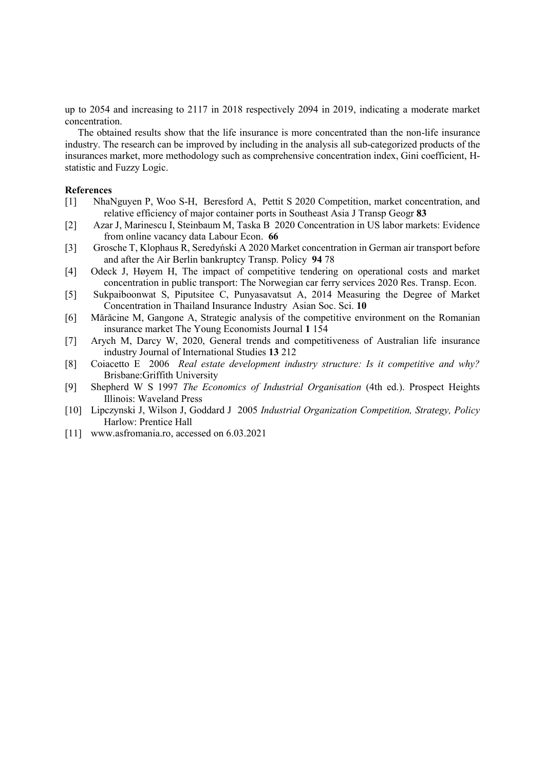up to 2054 and increasing to 2117 in 2018 respectively 2094 in 2019, indicating a moderate market concentration.

The obtained results show that the life insurance is more concentrated than the non-life insurance industry. The research can be improved by including in the analysis all sub-categorized products of the insurances market, more methodology such as comprehensive concentration index, Gini coefficient, H-statistic and Fuzzy Logic.

**References**

[1] NhaNguyen P, Woo S-H, Beresford A, Pettit S 2020 Competition, market concentration, and relative efficiency of major container ports in Southeast Asia J Transp Geogr **83**

[2] Azar J, Marinescu I, Steinbaum M, Taska B 2020 Concentration in US labor markets: Evidence from online vacancy data Labour Econ. **66**

[3] Grosche T, Klophaus R, Seredyński A 2020 Market concentration in German air transport before and after the Air Berlin bankruptcy Transp. Policy **94** 78

[4] Odeck J, Høyem H, The impact of competitive tendering on operational costs and market concentration in public transport: The Norwegian car ferry services 2020 Res. Transp. Econ.

[5] Sukpaiboonwat S, Piputsitee C, Punyasavatsut A, 2014 Measuring the Degree of Market Concentration in Thailand Insurance Industry Asian Soc. Sci. **10**

[6] Mărăcine M, Gangone A, Strategic analysis of the competitive environment on the Romanian insurance market The Young Economists Journal **1** 154

[7] Arych M, Darcy W, 2020, General trends and competitiveness of Australian life insurance industry Journal of International Studies **13** 212

[8] Coiacetto E 2006 *Real estate development industry structure: Is it competitive and why?* Brisbane:Griffith University

[9] Shepherd W S 1997 *The Economics of Industrial Organisation* (4th ed.). Prospect Heights Illinois: Waveland Press

[10] Lipczynski J, Wilson J, Goddard J 2005 *Industrial Organization Competition, Strategy, Policy* Harlow: Prentice Hall

[11] www.asfromania.ro, accessed on 6.03.2021